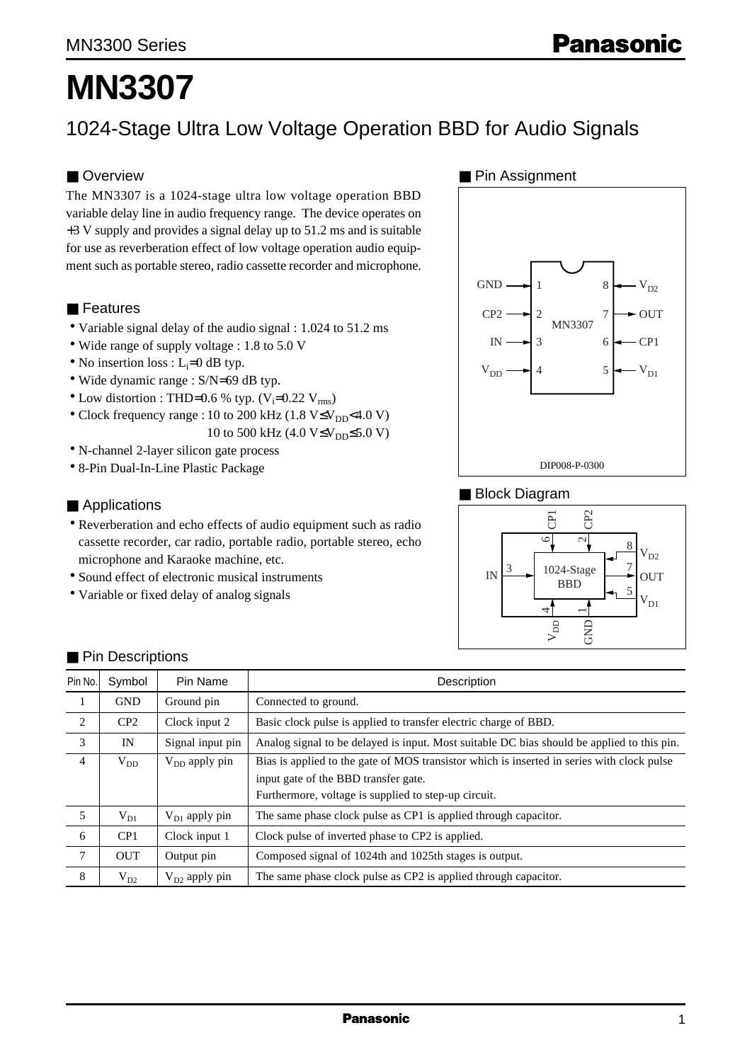# MN3307

## 1024-Stage Ultra Low Voltage Operation BBD for Audio Signals

### ■ Overview

The MN3307 is a 1024-stage ultra low voltage operation BBD variable delay line in audio frequency range. The device operates on +3 V supply and provides a signal delay up to 51.2 ms and is suitable for use as reverberation effect of low voltage operation audio equipment such as portable stereo, radio cassette recorder and microphone.

### ■ Features

- Variable signal delay of the audio signal : 1.024 to 51.2 ms
- Wide range of supply voltage : 1.8 to 5.0 V
- No insertion loss : $L_i$=0 dB typ.
- Wide dynamic range : S/N=69 dB typ.
- Low distortion : THD=0.6 % typ. ($V_i$=0.22 $V_{rms}$)
- Clock frequency range : 10 to 200 kHz (1.8 V≤$V_{DD}$<4.0 V)
  10 to 500 kHz (4.0 V≤$V_{DD}$≤5.0 V)
- N-channel 2-layer silicon gate process
- 8-Pin Dual-In-Line Plastic Package

### ■ Applications

- Reverberation and echo effects of audio equipment such as radio cassette recorder, car radio, portable radio, portable stereo, echo microphone and Karaoke machine, etc.
- Sound effect of electronic musical instruments
- Variable or fixed delay of analog signals

### ■ Pin Assignment

GND → 1, CP2 → 2, IN → 3, $V_{DD}$ → 4, $V_{D1}$ → 5, CP1 → 6, OUT ← 7, $V_{D2}$ → 8 (MN3307)

DIP008-P-0300

### ■ Block Diagram

IN (3) → 1024-Stage BBD → OUT (7); CP1 (6), CP2 (2), $V_{D2}$ (8), $V_{D1}$ (5), $V_{DD}$ (4), GND (1)

### ■ Pin Descriptions

| Pin No. | Symbol | Pin Name | Description |
|---|---|---|---|
| 1 | GND | Ground pin | Connected to ground. |
| 2 | CP2 | Clock input 2 | Basic clock pulse is applied to transfer electric charge of BBD. |
| 3 | IN | Signal input pin | Analog signal to be delayed is input. Most suitable DC bias should be applied to this pin. |
| 4 | $V_{DD}$ | $V_{DD}$ apply pin | Bias is applied to the gate of MOS transistor which is inserted in series with clock pulse input gate of the BBD transfer gate. Furthermore, voltage is supplied to step-up circuit. |
| 5 | $V_{D1}$ | $V_{D1}$ apply pin | The same phase clock pulse as CP1 is applied through capacitor. |
| 6 | CP1 | Clock input 1 | Clock pulse of inverted phase to CP2 is applied. |
| 7 | OUT | Output pin | Composed signal of 1024th and 1025th stages is output. |
| 8 | $V_{D2}$ | $V_{D2}$ apply pin | The same phase clock pulse as CP2 is applied through capacitor. |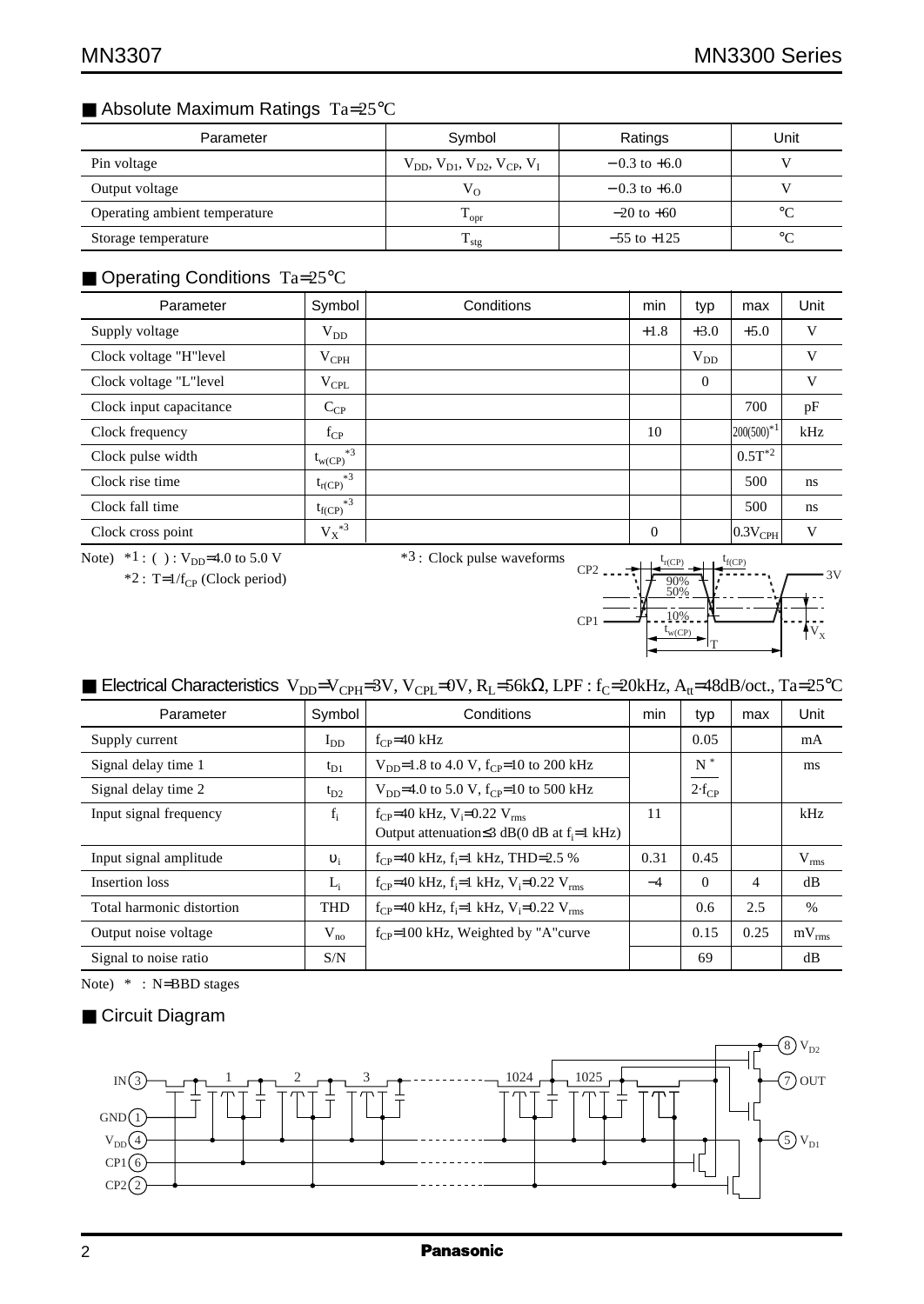## Absolute Maximum Ratings $T_a=25°C$

| Parameter | Symbol | Ratings | Unit |
|---|---|---|---|
| Pin voltage | $V_{DD}$, $V_{D1}$, $V_{D2}$, $V_{CP}$, $V_I$ | −0.3 to +6.0 | V |
| Output voltage | $V_O$ | −0.3 to +6.0 | V |
| Operating ambient temperature | $T_{opr}$ | −20 to +60 | °C |
| Storage temperature | $T_{stg}$ | −55 to +125 | °C |

## Operating Conditions $T_a=25°C$

| Parameter | Symbol | Conditions | min | typ | max | Unit |
|---|---|---|---|---|---|---|
| Supply voltage | $V_{DD}$ | | +1.8 | +3.0 | +5.0 | V |
| Clock voltage "H"level | $V_{CPH}$ | | | $V_{DD}$ | | V |
| Clock voltage "L"level | $V_{CPL}$ | | | 0 | | V |
| Clock input capacitance | $C_{CP}$ | | | | 700 | pF |
| Clock frequency | $f_{CP}$ | | 10 | | 200(500)*1 | kHz |
| Clock pulse width | $t_{w(CP)}$*3 | | | | 0.5T*2 | |
| Clock rise time | $t_{r(CP)}$*3 | | | | 500 | ns |
| Clock fall time | $t_{f(CP)}$*3 | | | | 500 | ns |
| Clock cross point | $V_X$*3 | | 0 | | $0.3V_{CPH}$ | V |

Note) *1 : ( ) : $V_{DD}$=4.0 to 5.0 V
*2 : $T=1/f_{CP}$ (Clock period)
*3 : Clock pulse waveforms

## Electrical Characteristics $V_{DD}=V_{CPH}=3V$, $V_{CPL}=0V$, $R_L=56k\Omega$, LPF : $f_C=20kHz$, $A_{tt}=48dB/oct.$, $T_a=25°C$

| Parameter | Symbol | Conditions | min | typ | max | Unit |
|---|---|---|---|---|---|---|
| Supply current | $I_{DD}$ | $f_{CP}$=40 kHz | | 0.05 | | mA |
| Signal delay time 1 | $t_{D1}$ | $V_{DD}$=1.8 to 4.0 V, $f_{CP}$=10 to 200 kHz | | $\frac{N^*}{2 \cdot f_{CP}}$ | | ms |
| Signal delay time 2 | $t_{D2}$ | $V_{DD}$=4.0 to 5.0 V, $f_{CP}$=10 to 500 kHz | | | | |
| Input signal frequency | $f_i$ | $f_{CP}$=40 kHz, $V_i$=0.22 $V_{rms}$ Output attenuation≤3 dB(0 dB at $f_i$=1 kHz) | 11 | | | kHz |
| Input signal amplitude | $\upsilon_i$ | $f_{CP}$=40 kHz, $f_i$=1 kHz, THD=2.5 % | 0.31 | 0.45 | | $V_{rms}$ |
| Insertion loss | $L_i$ | $f_{CP}$=40 kHz, $f_i$=1 kHz, $V_i$=0.22 $V_{rms}$ | −4 | 0 | 4 | dB |
| Total harmonic distortion | THD | $f_{CP}$=40 kHz, $f_i$=1 kHz, $V_i$=0.22 $V_{rms}$ | | 0.6 | 2.5 | % |
| Output noise voltage | $V_{no}$ | $f_{CP}$=100 kHz, Weighted by "A"curve | | 0.15 | 0.25 | $mV_{rms}$ |
| Signal to noise ratio | S/N | | | 69 | | dB |

Note) * : N=BBD stages

## Circuit Diagram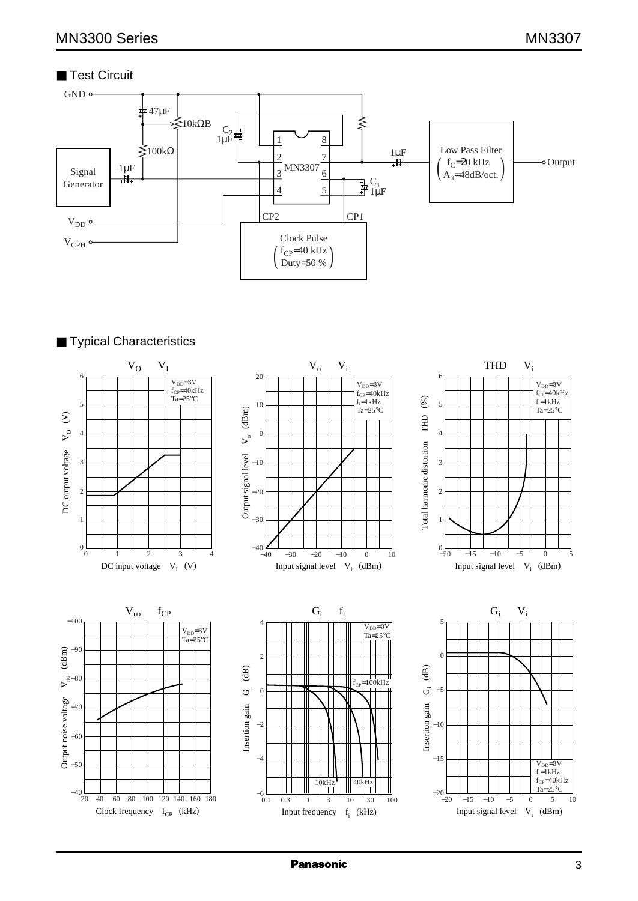## ■ Test Circuit

## ■ Typical Characteristics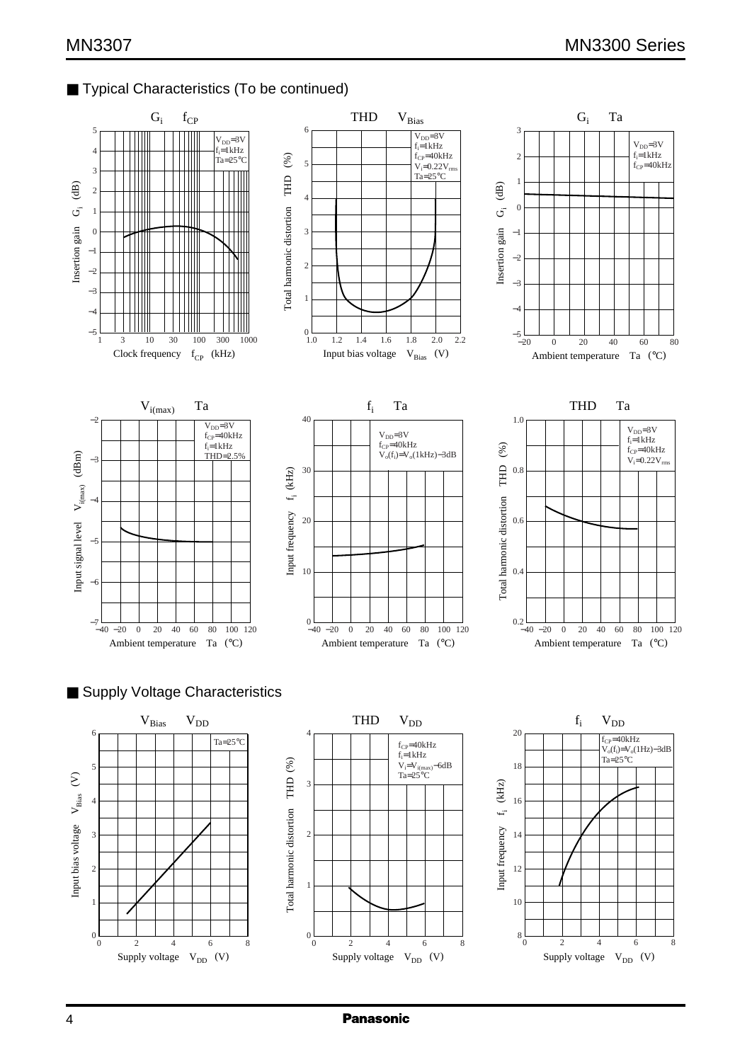## ■ Typical Characteristics (To be continued)

**$G_i$ — $f_{CP}$**

$V_{DD}$=3V, $f_i$=1kHz, Ta=25°C

Insertion gain $G_i$ (dB) vs. Clock frequency $f_{CP}$ (kHz)

**THD — $V_{Bias}$**

$V_{DD}$=3V, $f_i$=1kHz, $f_{CP}$=40kHz, $V_i$=0.22$V_{rms}$, Ta=25°C

Total harmonic distortion THD (%) vs. Input bias voltage $V_{Bias}$ (V)

**$G_i$ — Ta**

$V_{DD}$=3V, $f_i$=1kHz, $f_{CP}$=40kHz

Insertion gain $G_i$ (dB) vs. Ambient temperature Ta (°C)

**$V_{i(max)}$ — Ta**

$V_{DD}$=3V, $f_{CP}$=40kHz, $f_i$=1kHz, THD=2.5%

Input signal level $V_{i(max)}$ (dBm) vs. Ambient temperature Ta (°C)

**$f_i$ — Ta**

$V_{DD}$=3V, $f_{CP}$=40kHz, $V_o(f_i)$=$V_o$(1kHz)−3dB

Input frequency $f_i$ (kHz) vs. Ambient temperature Ta (°C)

**THD — Ta**

$V_{DD}$=3V, $f_i$=1kHz, $f_{CP}$=40kHz, $V_i$=0.22$V_{rms}$

Total harmonic distortion THD (%) vs. Ambient temperature Ta (°C)

## ■ Supply Voltage Characteristics

**$V_{Bias}$ — $V_{DD}$**

Ta=25°C

Input bias voltage $V_{Bias}$ (V) vs. Supply voltage $V_{DD}$ (V)

**THD — $V_{DD}$**

$f_{CP}$=40kHz, $f_i$=1kHz, $V_i$=$V_{i(max)}$−6dB, Ta=25°C

Total harmonic distortion THD (%) vs. Supply voltage $V_{DD}$ (V)

**$f_i$ — $V_{DD}$**

$f_{CP}$=40kHz, $V_o(f_i)$=$V_o$(1Hz)−3dB, Ta=25°C

Input frequency $f_i$ (kHz) vs. Supply voltage $V_{DD}$ (V)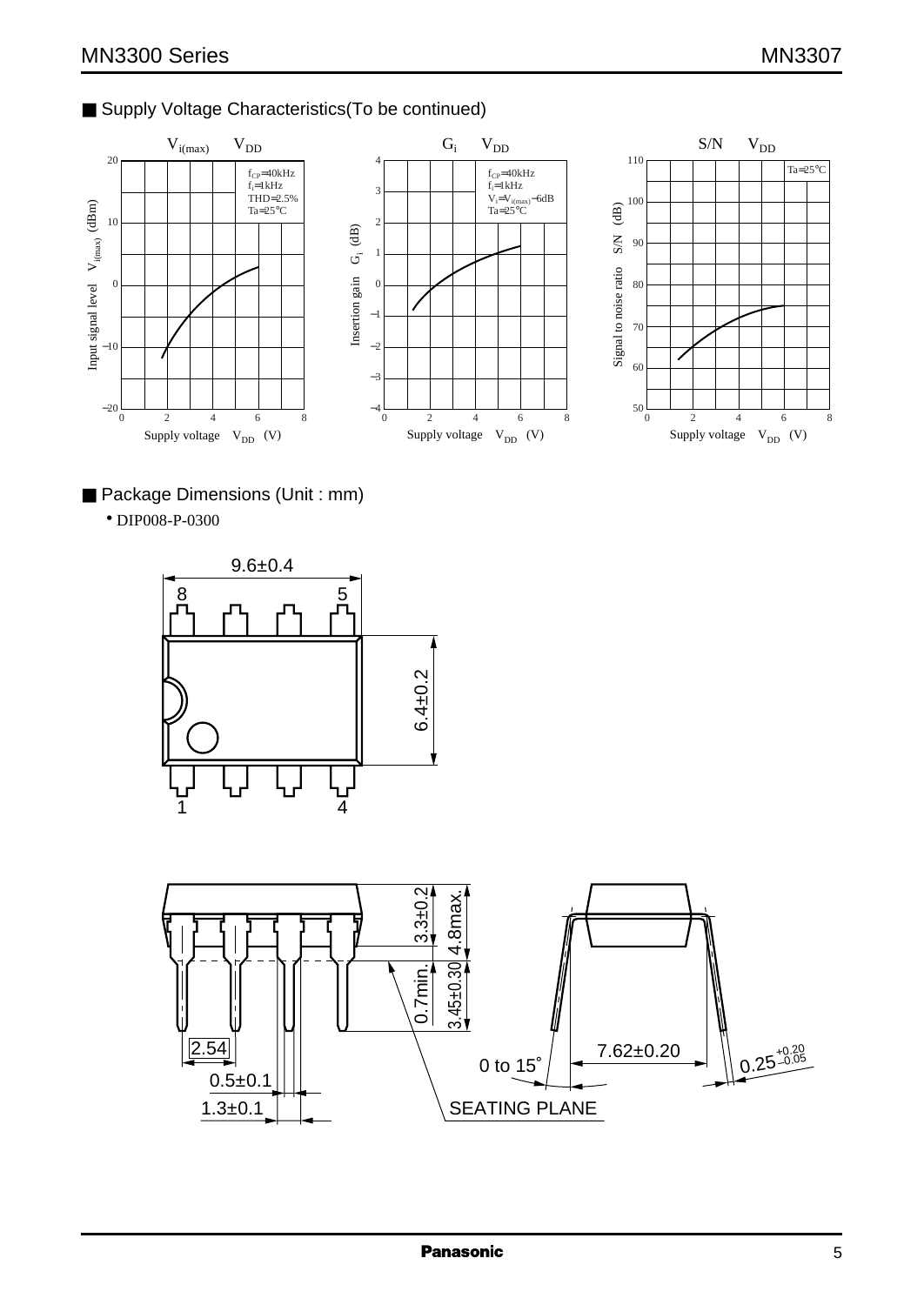## ■ Supply Voltage Characteristics(To be continued)

$V_{i(max)}$ — $V_{DD}$

$f_{CP}$=40kHz
$f_i$=1kHz
THD=2.5%
Ta=25°C

Input signal level $V_{i(max)}$ (dBm)

20
10
0
−10
−20

0 2 4 6 8

Supply voltage $V_{DD}$ (V)

$G_i$ — $V_{DD}$

$f_{CP}$=40kHz
$f_i$=1kHz
$V_i$=$V_{i(max)}$−6dB
Ta=25°C

Insertion gain $G_i$ (dB)

4
3
2
1
0
−1
−2
−3
−4

0 2 4 6 8

Supply voltage $V_{DD}$ (V)

S/N — $V_{DD}$

Ta=25°C

Signal to noise ratio S/N (dB)

110
100
90
80
70
60
50

0 2 4 6 8

Supply voltage $V_{DD}$ (V)

## ■ Package Dimensions (Unit : mm)

- DIP008-P-0300

9.6±0.4
8
5
1
4
6.4±0.2
3.3±0.2
4.8max.
0.7min.
3.45±0.30
2.54
0.5±0.1
1.3±0.1
SEATING PLANE
0 to 15°
7.62±0.20
$0.25^{+0.20}_{-0.05}$